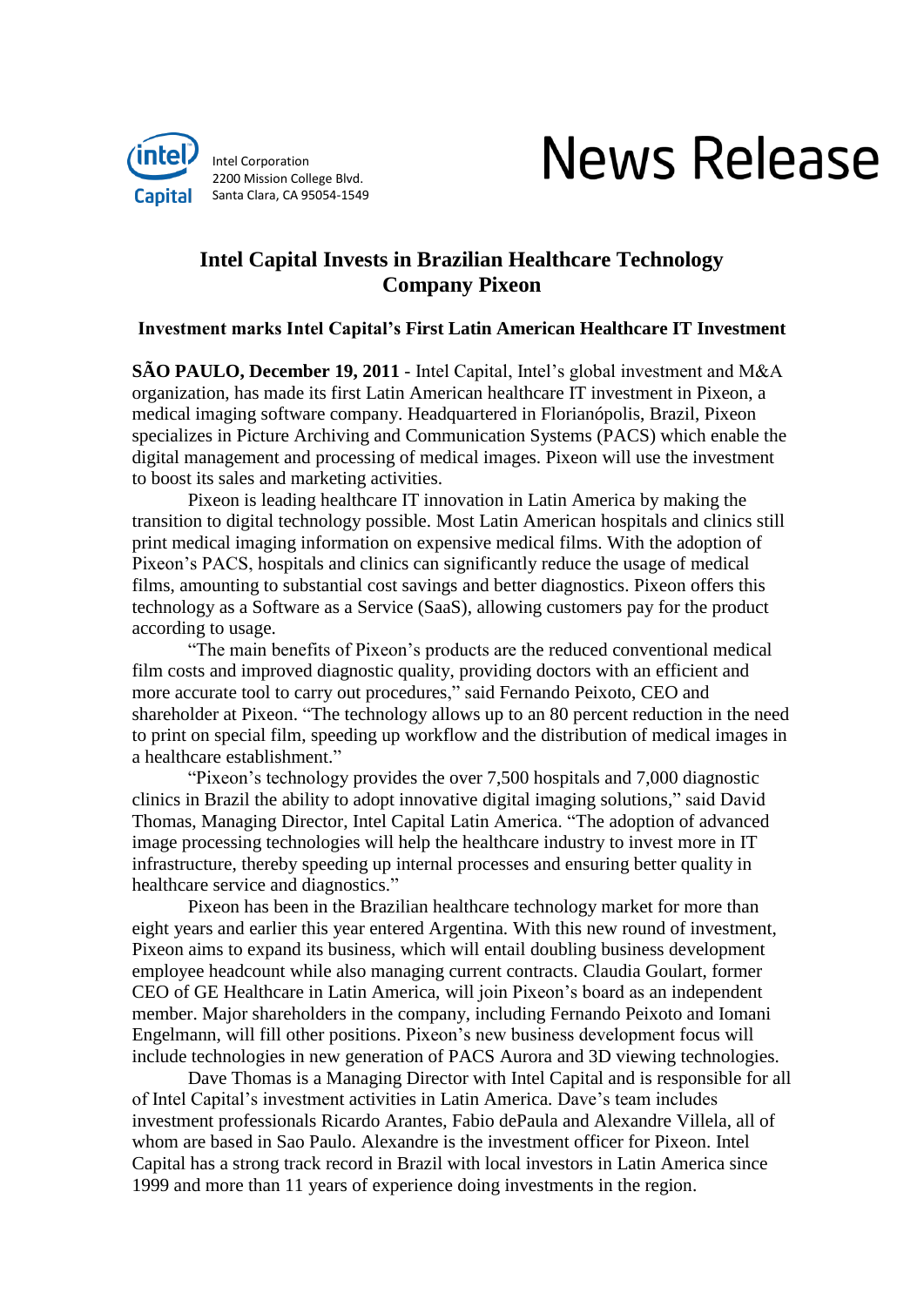Intel Corporation
2200 Mission College Blvd.
Santa Clara, CA 95054-1549

# News Release

## Intel Capital Invests in Brazilian Healthcare Technology Company Pixeon

### Investment marks Intel Capital's First Latin American Healthcare IT Investment

**SÃO PAULO, December 19, 2011** - Intel Capital, Intel's global investment and M&A organization, has made its first Latin American healthcare IT investment in Pixeon, a medical imaging software company. Headquartered in Florianópolis, Brazil, Pixeon specializes in Picture Archiving and Communication Systems (PACS) which enable the digital management and processing of medical images. Pixeon will use the investment to boost its sales and marketing activities.

Pixeon is leading healthcare IT innovation in Latin America by making the transition to digital technology possible. Most Latin American hospitals and clinics still print medical imaging information on expensive medical films. With the adoption of Pixeon's PACS, hospitals and clinics can significantly reduce the usage of medical films, amounting to substantial cost savings and better diagnostics. Pixeon offers this technology as a Software as a Service (SaaS), allowing customers pay for the product according to usage.

"The main benefits of Pixeon's products are the reduced conventional medical film costs and improved diagnostic quality, providing doctors with an efficient and more accurate tool to carry out procedures," said Fernando Peixoto, CEO and shareholder at Pixeon. "The technology allows up to an 80 percent reduction in the need to print on special film, speeding up workflow and the distribution of medical images in a healthcare establishment."

"Pixeon's technology provides the over 7,500 hospitals and 7,000 diagnostic clinics in Brazil the ability to adopt innovative digital imaging solutions," said David Thomas, Managing Director, Intel Capital Latin America. "The adoption of advanced image processing technologies will help the healthcare industry to invest more in IT infrastructure, thereby speeding up internal processes and ensuring better quality in healthcare service and diagnostics."

Pixeon has been in the Brazilian healthcare technology market for more than eight years and earlier this year entered Argentina. With this new round of investment, Pixeon aims to expand its business, which will entail doubling business development employee headcount while also managing current contracts. Claudia Goulart, former CEO of GE Healthcare in Latin America, will join Pixeon's board as an independent member. Major shareholders in the company, including Fernando Peixoto and Iomani Engelmann, will fill other positions. Pixeon's new business development focus will include technologies in new generation of PACS Aurora and 3D viewing technologies.

Dave Thomas is a Managing Director with Intel Capital and is responsible for all of Intel Capital's investment activities in Latin America. Dave's team includes investment professionals Ricardo Arantes, Fabio dePaula and Alexandre Villela, all of whom are based in Sao Paulo. Alexandre is the investment officer for Pixeon. Intel Capital has a strong track record in Brazil with local investors in Latin America since 1999 and more than 11 years of experience doing investments in the region.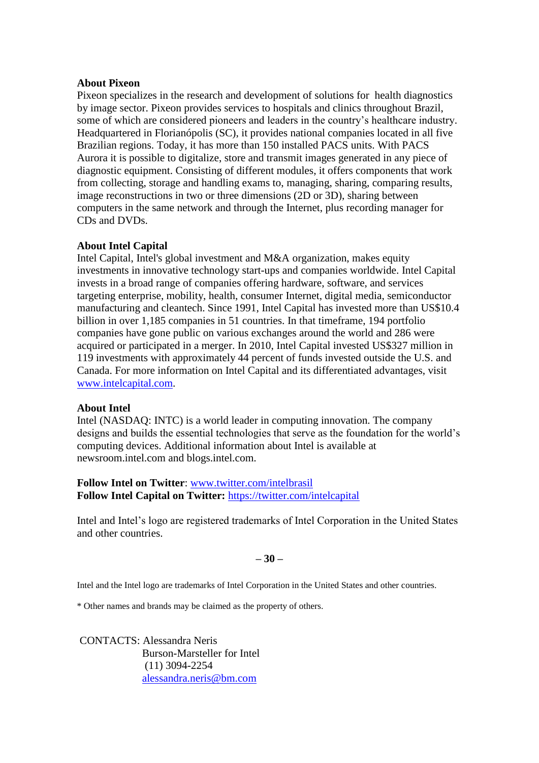**About Pixeon**

Pixeon specializes in the research and development of solutions for health diagnostics by image sector. Pixeon provides services to hospitals and clinics throughout Brazil, some of which are considered pioneers and leaders in the country's healthcare industry. Headquartered in Florianópolis (SC), it provides national companies located in all five Brazilian regions. Today, it has more than 150 installed PACS units. With PACS Aurora it is possible to digitalize, store and transmit images generated in any piece of diagnostic equipment. Consisting of different modules, it offers components that work from collecting, storage and handling exams to, managing, sharing, comparing results, image reconstructions in two or three dimensions (2D or 3D), sharing between computers in the same network and through the Internet, plus recording manager for CDs and DVDs.

**About Intel Capital**

Intel Capital, Intel's global investment and M&A organization, makes equity investments in innovative technology start-ups and companies worldwide. Intel Capital invests in a broad range of companies offering hardware, software, and services targeting enterprise, mobility, health, consumer Internet, digital media, semiconductor manufacturing and cleantech. Since 1991, Intel Capital has invested more than US$10.4 billion in over 1,185 companies in 51 countries. In that timeframe, 194 portfolio companies have gone public on various exchanges around the world and 286 were acquired or participated in a merger. In 2010, Intel Capital invested US$327 million in 119 investments with approximately 44 percent of funds invested outside the U.S. and Canada. For more information on Intel Capital and its differentiated advantages, visit www.intelcapital.com.

**About Intel**

Intel (NASDAQ: INTC) is a world leader in computing innovation. The company designs and builds the essential technologies that serve as the foundation for the world's computing devices. Additional information about Intel is available at newsroom.intel.com and blogs.intel.com.

**Follow Intel on Twitter**: www.twitter.com/intelbrasil
**Follow Intel Capital on Twitter:** https://twitter.com/intelcapital

Intel and Intel's logo are registered trademarks of Intel Corporation in the United States and other countries.

**– 30 –**

Intel and the Intel logo are trademarks of Intel Corporation in the United States and other countries.

* Other names and brands may be claimed as the property of others.

CONTACTS: Alessandra Neris
Burson-Marsteller for Intel
(11) 3094-2254
alessandra.neris@bm.com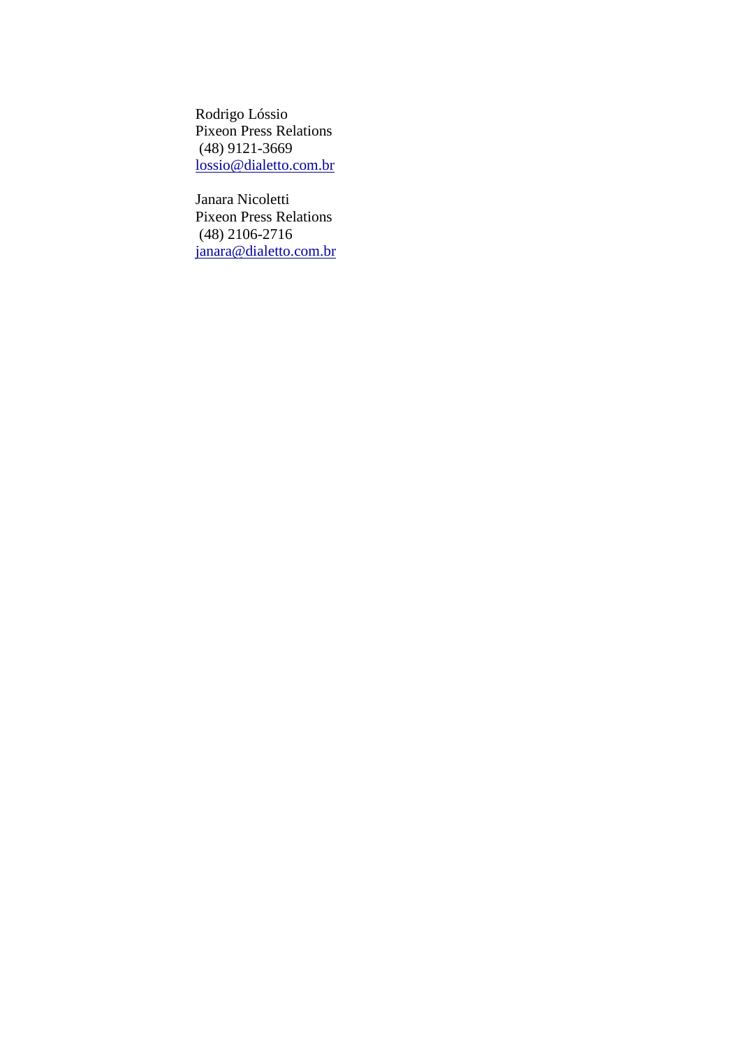Rodrigo Lóssio
Pixeon Press Relations
(48) 9121-3669
lossio@dialetto.com.br

Janara Nicoletti
Pixeon Press Relations
(48) 2106-2716
janara@dialetto.com.br